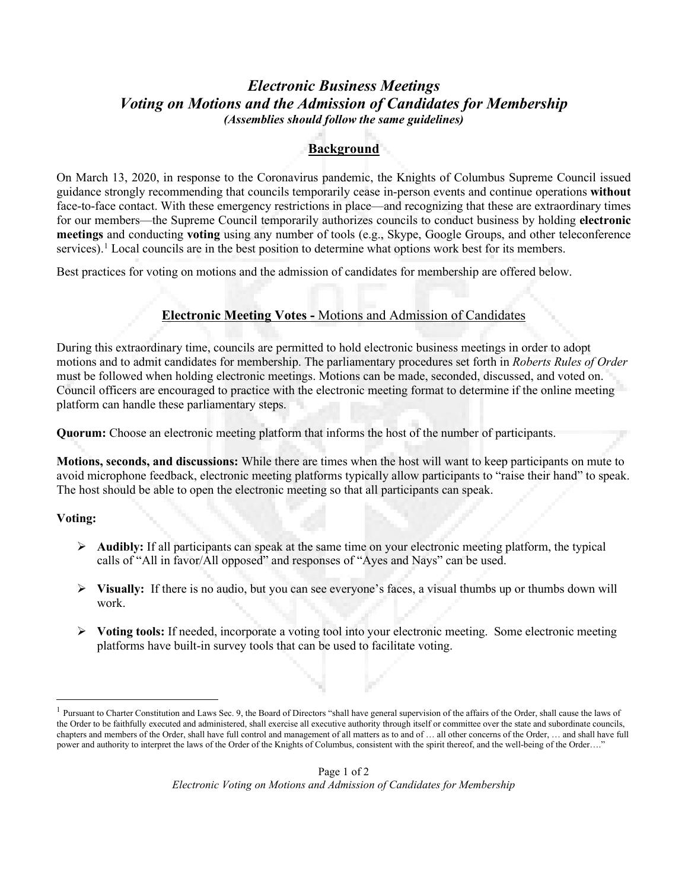# *Electronic Business Meetings*
# *Voting on Motions and the Admission of Candidates for Membership*

***(Assemblies should follow the same guidelines)***

## Background

On March 13, 2020, in response to the Coronavirus pandemic, the Knights of Columbus Supreme Council issued guidance strongly recommending that councils temporarily cease in-person events and continue operations **without** face-to-face contact. With these emergency restrictions in place—and recognizing that these are extraordinary times for our members—the Supreme Council temporarily authorizes councils to conduct business by holding **electronic meetings** and conducting **voting** using any number of tools (e.g., Skype, Google Groups, and other teleconference services).[1] Local councils are in the best position to determine what options work best for its members.

Best practices for voting on motions and the admission of candidates for membership are offered below.

## Electronic Meeting Votes - Motions and Admission of Candidates

During this extraordinary time, councils are permitted to hold electronic business meetings in order to adopt motions and to admit candidates for membership. The parliamentary procedures set forth in *Roberts Rules of Order* must be followed when holding electronic meetings. Motions can be made, seconded, discussed, and voted on. Council officers are encouraged to practice with the electronic meeting format to determine if the online meeting platform can handle these parliamentary steps.

**Quorum:** Choose an electronic meeting platform that informs the host of the number of participants.

**Motions, seconds, and discussions:** While there are times when the host will want to keep participants on mute to avoid microphone feedback, electronic meeting platforms typically allow participants to "raise their hand" to speak. The host should be able to open the electronic meeting so that all participants can speak.

**Voting:**

- **Audibly:** If all participants can speak at the same time on your electronic meeting platform, the typical calls of "All in favor/All opposed" and responses of "Ayes and Nays" can be used.
- **Visually:** If there is no audio, but you can see everyone's faces, a visual thumbs up or thumbs down will work.
- **Voting tools:** If needed, incorporate a voting tool into your electronic meeting. Some electronic meeting platforms have built-in survey tools that can be used to facilitate voting.

---

[1] Pursuant to Charter Constitution and Laws Sec. 9, the Board of Directors "shall have general supervision of the affairs of the Order, shall cause the laws of the Order to be faithfully executed and administered, shall exercise all executive authority through itself or committee over the state and subordinate councils, chapters and members of the Order, shall have full control and management of all matters as to and of … all other concerns of the Order, … and shall have full power and authority to interpret the laws of the Order of the Knights of Columbus, consistent with the spirit thereof, and the well-being of the Order…."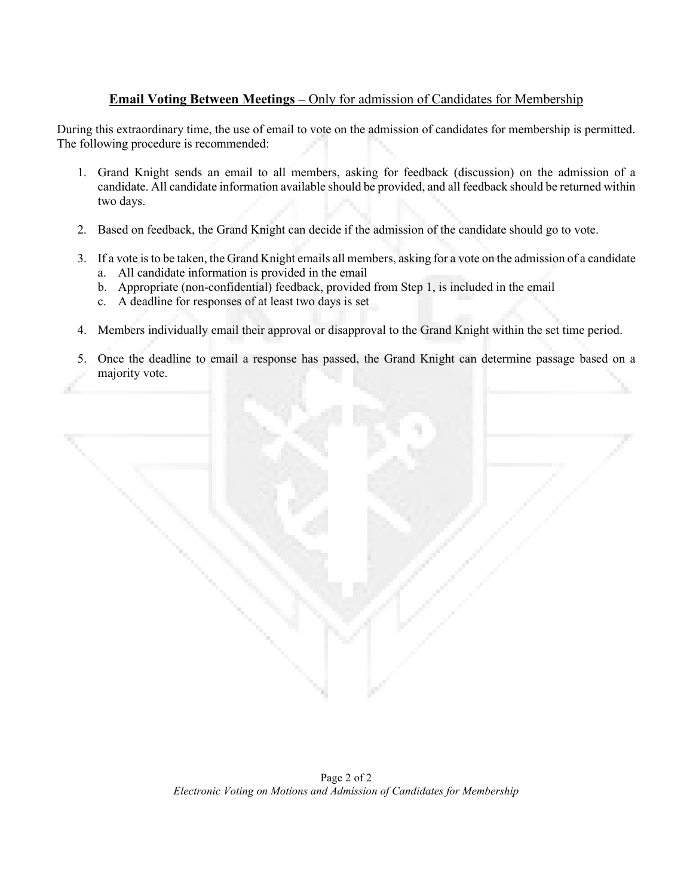## **Email Voting Between Meetings** – Only for admission of Candidates for Membership

During this extraordinary time, the use of email to vote on the admission of candidates for membership is permitted. The following procedure is recommended:

1. Grand Knight sends an email to all members, asking for feedback (discussion) on the admission of a candidate. All candidate information available should be provided, and all feedback should be returned within two days.

2. Based on feedback, the Grand Knight can decide if the admission of the candidate should go to vote.

3. If a vote is to be taken, the Grand Knight emails all members, asking for a vote on the admission of a candidate
   a. All candidate information is provided in the email
   b. Appropriate (non-confidential) feedback, provided from Step 1, is included in the email
   c. A deadline for responses of at least two days is set

4. Members individually email their approval or disapproval to the Grand Knight within the set time period.

5. Once the deadline to email a response has passed, the Grand Knight can determine passage based on a majority vote.